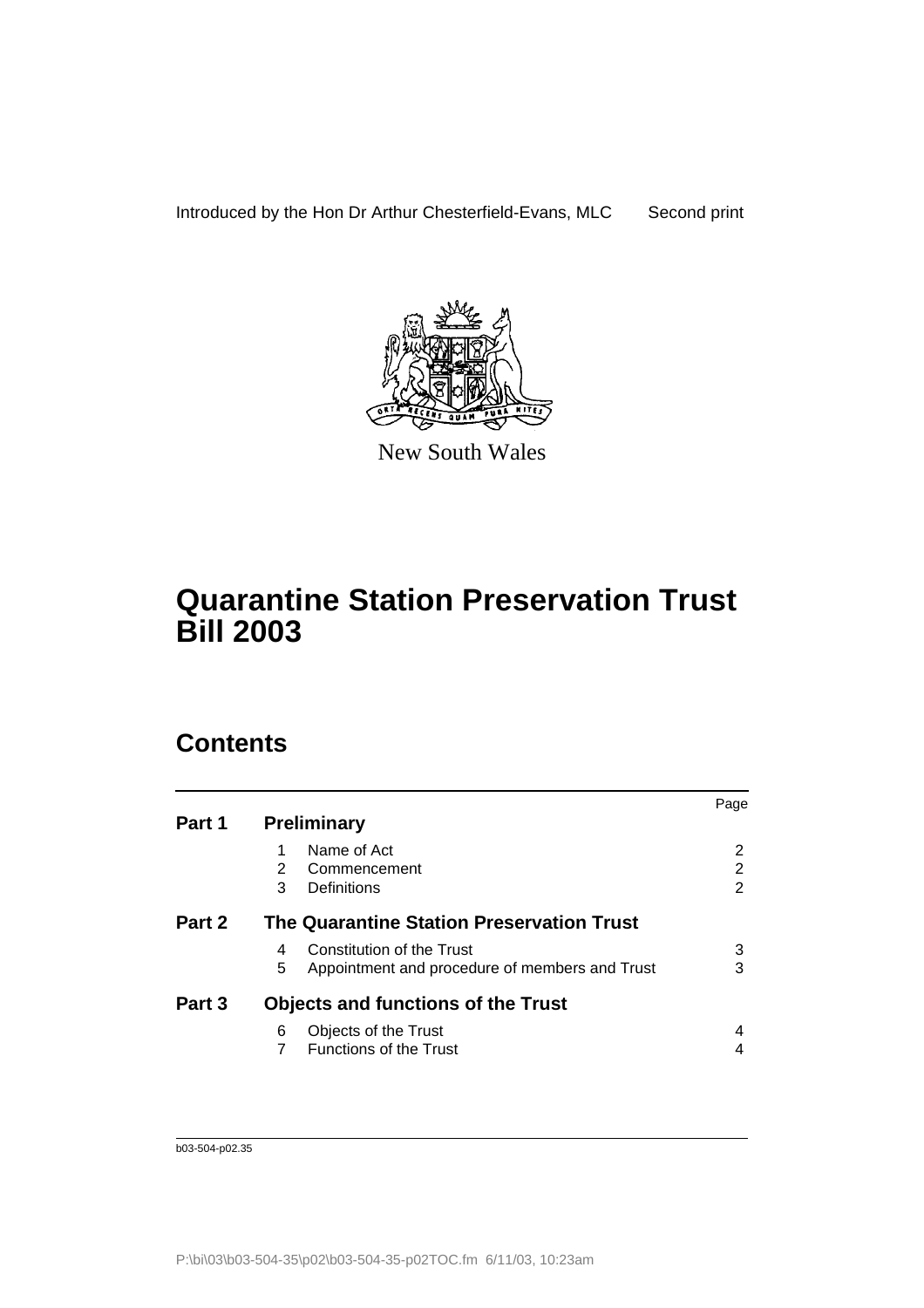Introduced by the Hon Dr Arthur Chesterfield-Evans, MLC Second print

New South Wales

# Quarantine Station Preservation Trust Bill 2003

## Contents

| | | Page |
|---|---|---|
| **Part 1** | **Preliminary** | |
| | 1 Name of Act | 2 |
| | 2 Commencement | 2 |
| | 3 Definitions | 2 |
| **Part 2** | **The Quarantine Station Preservation Trust** | |
| | 4 Constitution of the Trust | 3 |
| | 5 Appointment and procedure of members and Trust | 3 |
| **Part 3** | **Objects and functions of the Trust** | |
| | 6 Objects of the Trust | 4 |
| | 7 Functions of the Trust | 4 |

b03-504-p02.35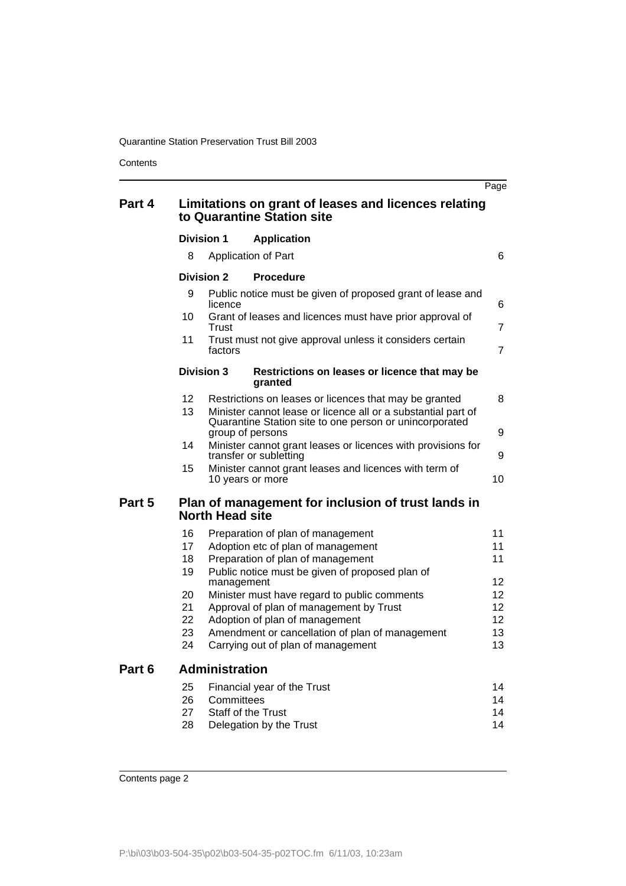| | | | Page |
|---|---|---|---|
| **Part 4** | **Limitations on grant of leases and licences relating to Quarantine Station site** | | |
| | **Division 1** | **Application** | |
| | 8 | Application of Part | 6 |
| | **Division 2** | **Procedure** | |
| | 9 | Public notice must be given of proposed grant of lease and licence | 6 |
| | 10 | Grant of leases and licences must have prior approval of Trust | 7 |
| | 11 | Trust must not give approval unless it considers certain factors | 7 |
| | **Division 3** | **Restrictions on leases or licence that may be granted** | |
| | 12 | Restrictions on leases or licences that may be granted | 8 |
| | 13 | Minister cannot lease or licence all or a substantial part of Quarantine Station site to one person or unincorporated group of persons | 9 |
| | 14 | Minister cannot grant leases or licences with provisions for transfer or subletting | 9 |
| | 15 | Minister cannot grant leases and licences with term of 10 years or more | 10 |
| **Part 5** | **Plan of management for inclusion of trust lands in North Head site** | | |
| | 16 | Preparation of plan of management | 11 |
| | 17 | Adoption etc of plan of management | 11 |
| | 18 | Preparation of plan of management | 11 |
| | 19 | Public notice must be given of proposed plan of management | 12 |
| | 20 | Minister must have regard to public comments | 12 |
| | 21 | Approval of plan of management by Trust | 12 |
| | 22 | Adoption of plan of management | 12 |
| | 23 | Amendment or cancellation of plan of management | 13 |
| | 24 | Carrying out of plan of management | 13 |
| **Part 6** | **Administration** | | |
| | 25 | Financial year of the Trust | 14 |
| | 26 | Committees | 14 |
| | 27 | Staff of the Trust | 14 |
| | 28 | Delegation by the Trust | 14 |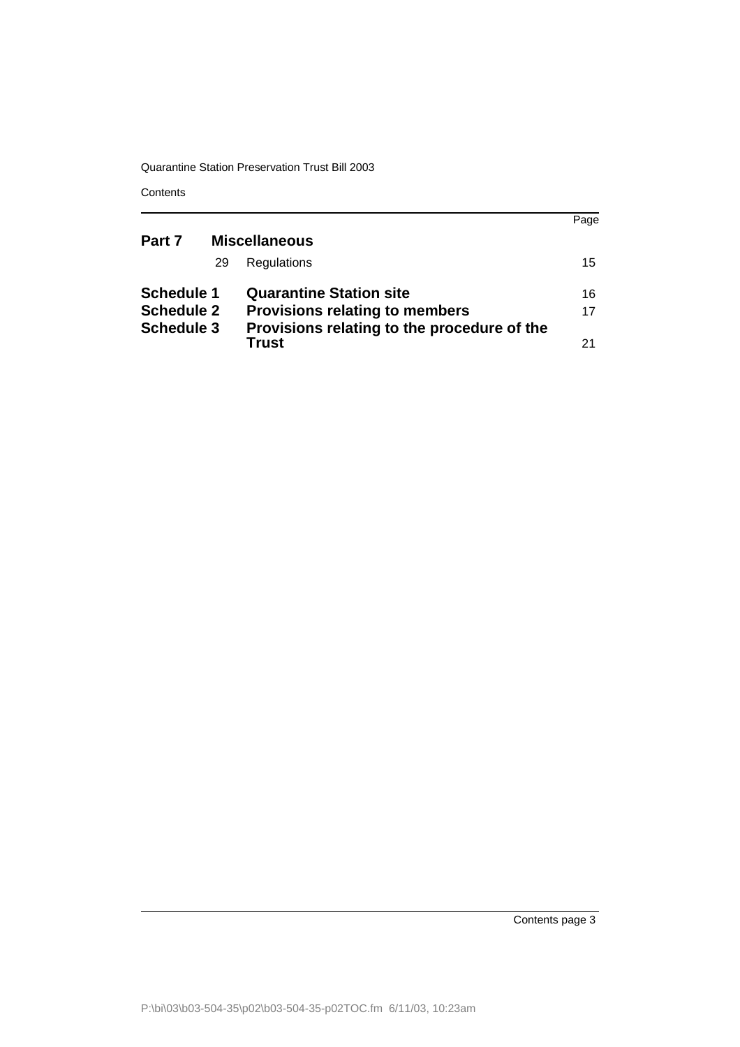| | | | Page |
|---|---|---|---|
| **Part 7** | | **Miscellaneous** | |
| | 29 | Regulations | 15 |
| **Schedule 1** | | **Quarantine Station site** | 16 |
| **Schedule 2** | | **Provisions relating to members** | 17 |
| **Schedule 3** | | **Provisions relating to the procedure of the Trust** | 21 |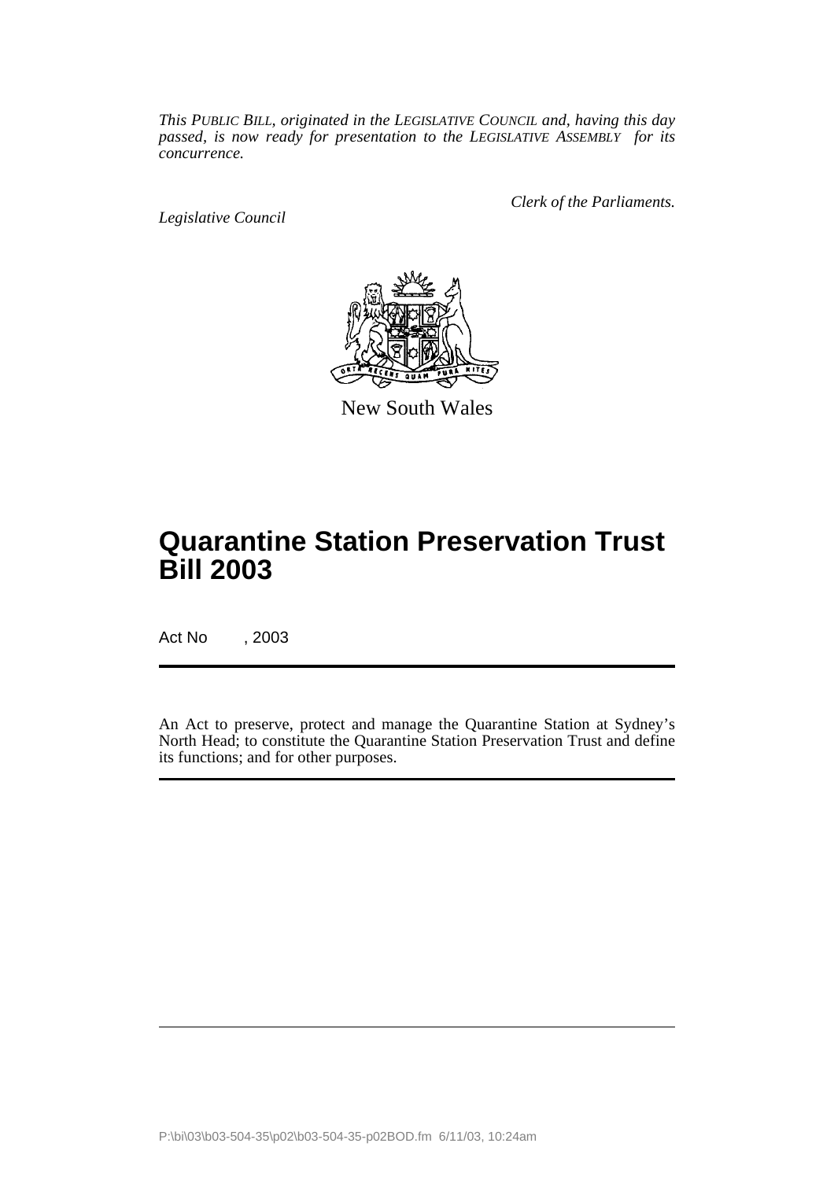*This PUBLIC BILL, originated in the LEGISLATIVE COUNCIL and, having this day passed, is now ready for presentation to the LEGISLATIVE ASSEMBLY for its concurrence.*

*Legislative Council*

*Clerk of the Parliaments.*

New South Wales

# Quarantine Station Preservation Trust Bill 2003

Act No , 2003

An Act to preserve, protect and manage the Quarantine Station at Sydney's North Head; to constitute the Quarantine Station Preservation Trust and define its functions; and for other purposes.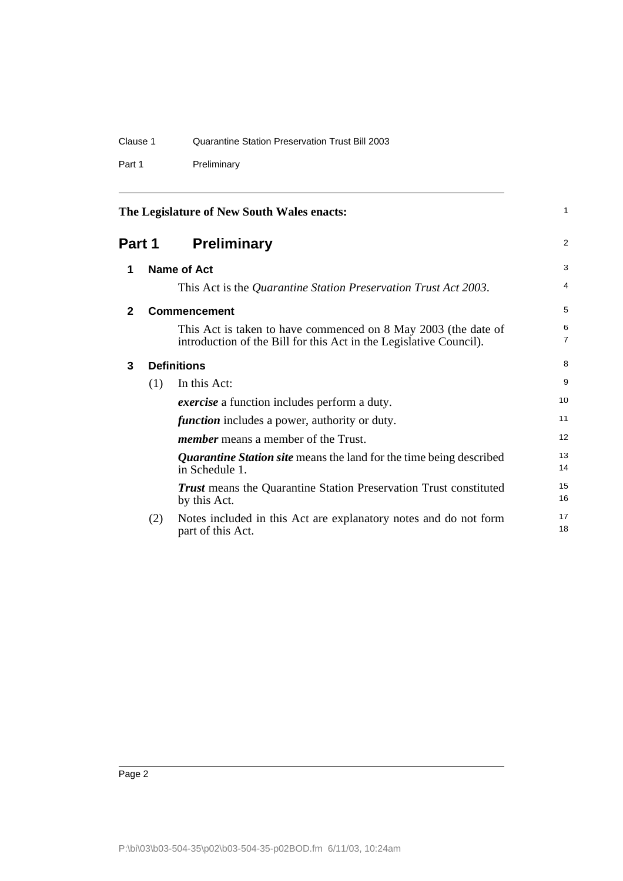The Legislature of New South Wales enacts:

## Part 1 Preliminary

### 1 Name of Act

This Act is the *Quarantine Station Preservation Trust Act 2003*.

### 2 Commencement

This Act is taken to have commenced on 8 May 2003 (the date of introduction of the Bill for this Act in the Legislative Council).

### 3 Definitions

(1) In this Act:

***exercise*** a function includes perform a duty.

***function*** includes a power, authority or duty.

***member*** means a member of the Trust.

***Quarantine Station site*** means the land for the time being described in Schedule 1.

***Trust*** means the Quarantine Station Preservation Trust constituted by this Act.

(2) Notes included in this Act are explanatory notes and do not form part of this Act.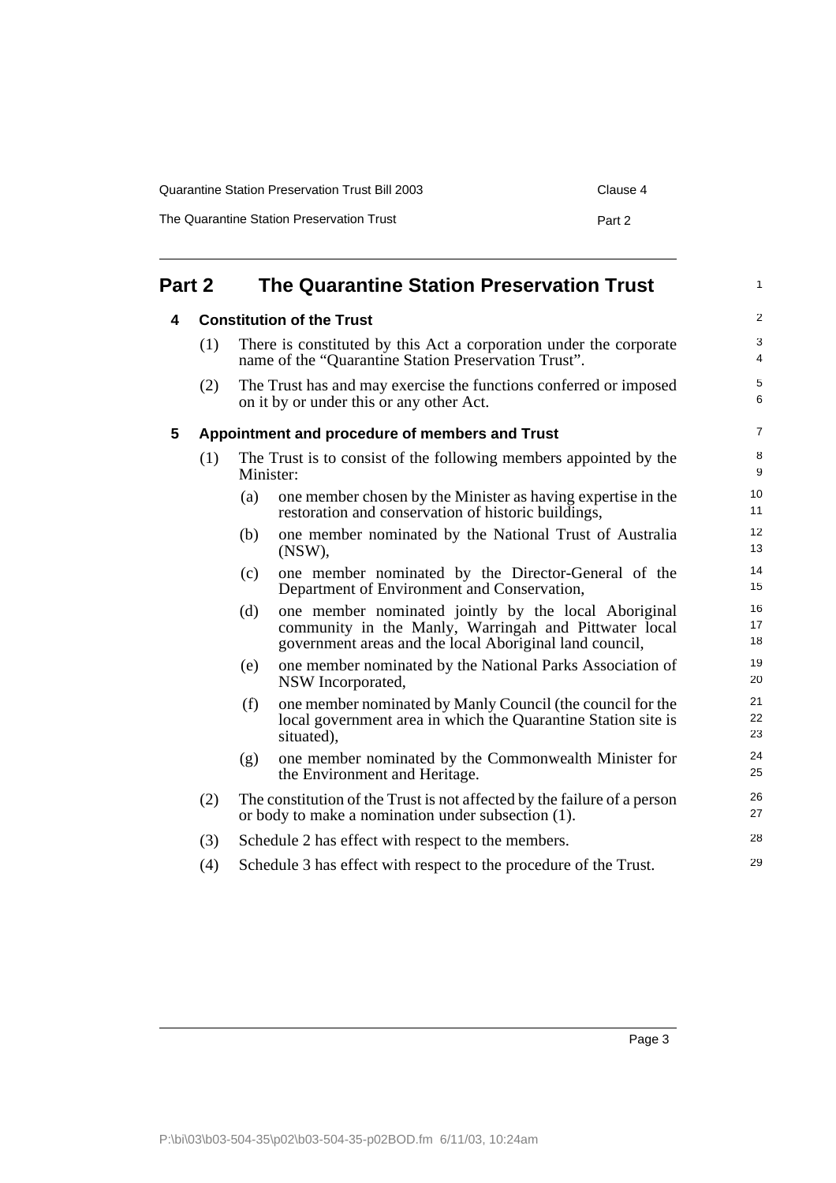## Part 2 The Quarantine Station Preservation Trust

### 4 Constitution of the Trust

(1) There is constituted by this Act a corporation under the corporate name of the "Quarantine Station Preservation Trust".

(2) The Trust has and may exercise the functions conferred or imposed on it by or under this or any other Act.

### 5 Appointment and procedure of members and Trust

(1) The Trust is to consist of the following members appointed by the Minister:

- (a) one member chosen by the Minister as having expertise in the restoration and conservation of historic buildings,
- (b) one member nominated by the National Trust of Australia (NSW),
- (c) one member nominated by the Director-General of the Department of Environment and Conservation,
- (d) one member nominated jointly by the local Aboriginal community in the Manly, Warringah and Pittwater local government areas and the local Aboriginal land council,
- (e) one member nominated by the National Parks Association of NSW Incorporated,
- (f) one member nominated by Manly Council (the council for the local government area in which the Quarantine Station site is situated),
- (g) one member nominated by the Commonwealth Minister for the Environment and Heritage.

(2) The constitution of the Trust is not affected by the failure of a person or body to make a nomination under subsection (1).

(3) Schedule 2 has effect with respect to the members.

(4) Schedule 3 has effect with respect to the procedure of the Trust.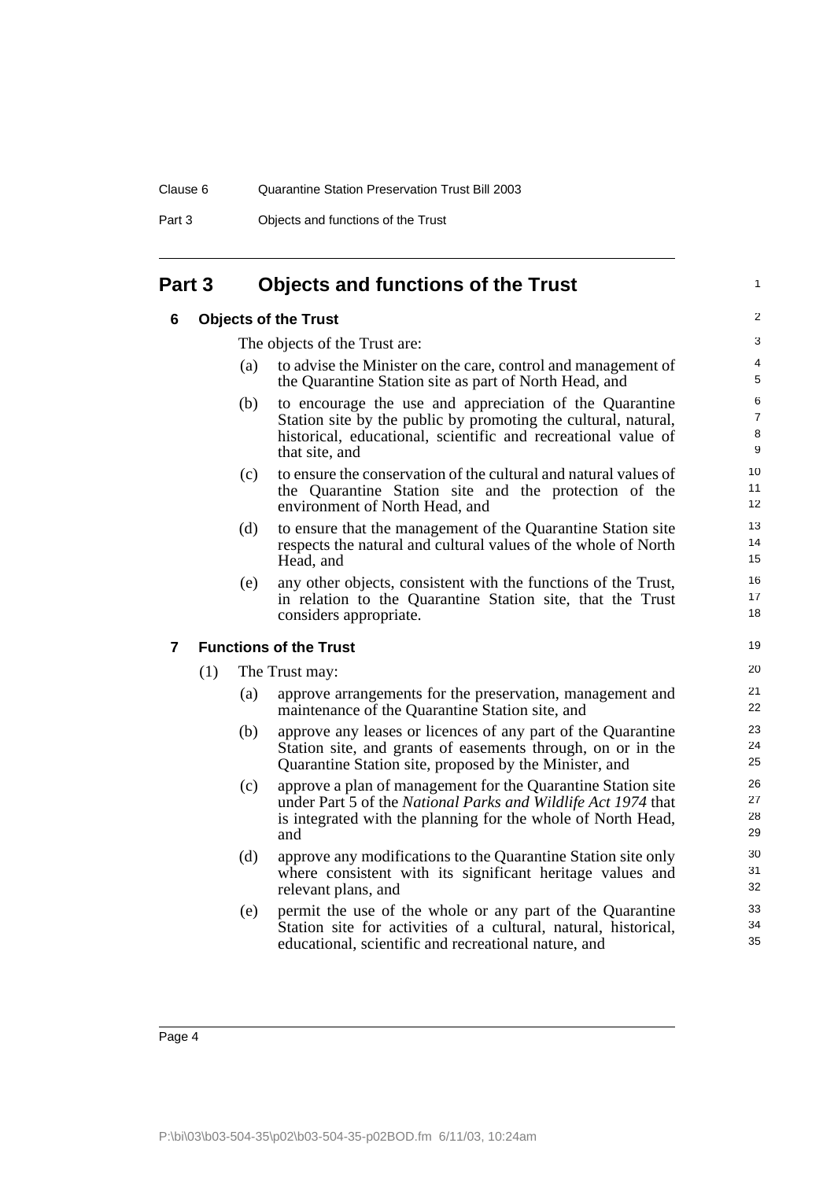# Part 3 Objects and functions of the Trust

## 6 Objects of the Trust

The objects of the Trust are:

(a) to advise the Minister on the care, control and management of the Quarantine Station site as part of North Head, and

(b) to encourage the use and appreciation of the Quarantine Station site by the public by promoting the cultural, natural, historical, educational, scientific and recreational value of that site, and

(c) to ensure the conservation of the cultural and natural values of the Quarantine Station site and the protection of the environment of North Head, and

(d) to ensure that the management of the Quarantine Station site respects the natural and cultural values of the whole of North Head, and

(e) any other objects, consistent with the functions of the Trust, in relation to the Quarantine Station site, that the Trust considers appropriate.

## 7 Functions of the Trust

(1) The Trust may:

(a) approve arrangements for the preservation, management and maintenance of the Quarantine Station site, and

(b) approve any leases or licences of any part of the Quarantine Station site, and grants of easements through, on or in the Quarantine Station site, proposed by the Minister, and

(c) approve a plan of management for the Quarantine Station site under Part 5 of the *National Parks and Wildlife Act 1974* that is integrated with the planning for the whole of North Head, and

(d) approve any modifications to the Quarantine Station site only where consistent with its significant heritage values and relevant plans, and

(e) permit the use of the whole or any part of the Quarantine Station site for activities of a cultural, natural, historical, educational, scientific and recreational nature, and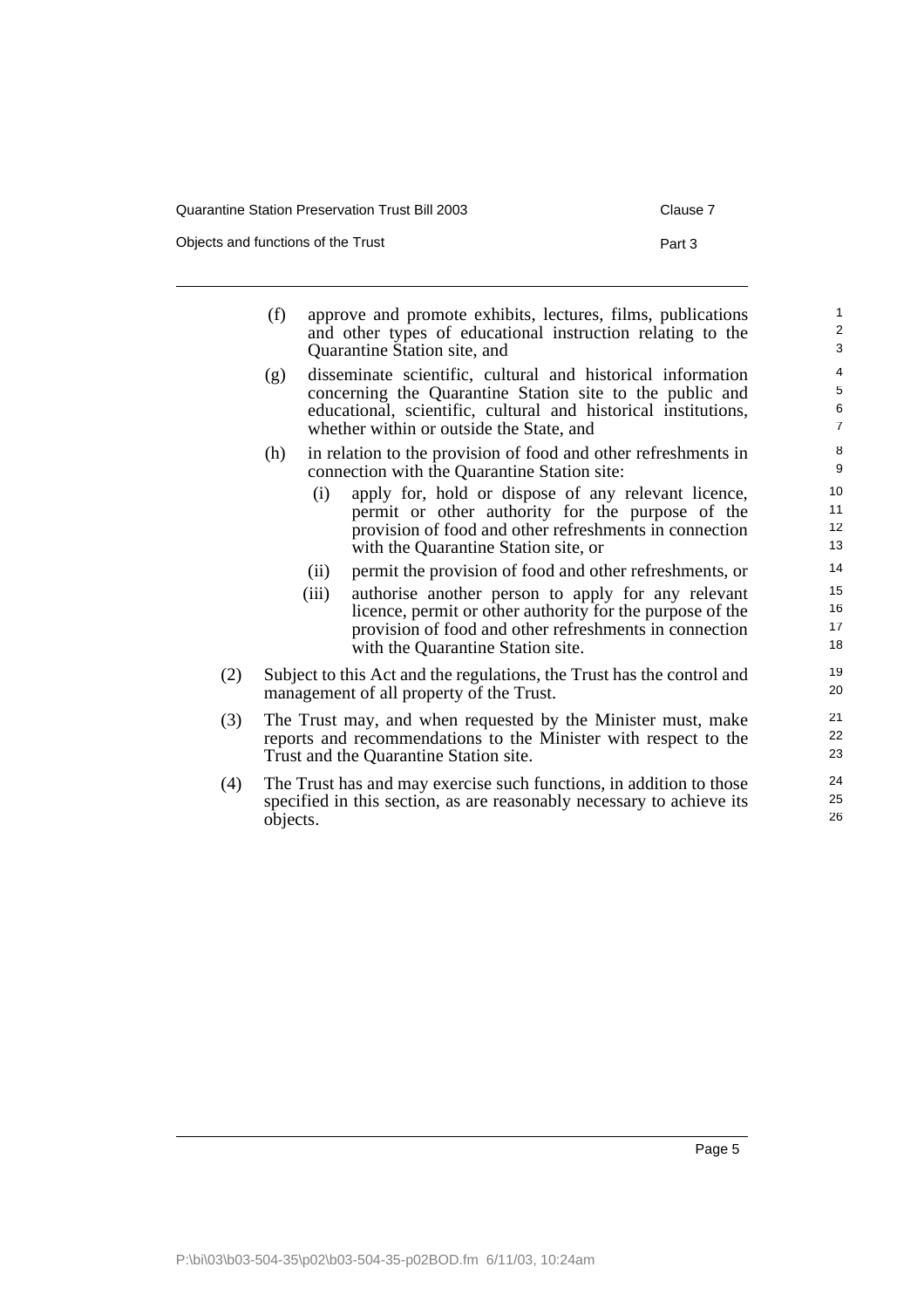(f) approve and promote exhibits, lectures, films, publications and other types of educational instruction relating to the Quarantine Station site, and

(g) disseminate scientific, cultural and historical information concerning the Quarantine Station site to the public and educational, scientific, cultural and historical institutions, whether within or outside the State, and

(h) in relation to the provision of food and other refreshments in connection with the Quarantine Station site:

  (i) apply for, hold or dispose of any relevant licence, permit or other authority for the purpose of the provision of food and other refreshments in connection with the Quarantine Station site, or

  (ii) permit the provision of food and other refreshments, or

  (iii) authorise another person to apply for any relevant licence, permit or other authority for the purpose of the provision of food and other refreshments in connection with the Quarantine Station site.

(2) Subject to this Act and the regulations, the Trust has the control and management of all property of the Trust.

(3) The Trust may, and when requested by the Minister must, make reports and recommendations to the Minister with respect to the Trust and the Quarantine Station site.

(4) The Trust has and may exercise such functions, in addition to those specified in this section, as are reasonably necessary to achieve its objects.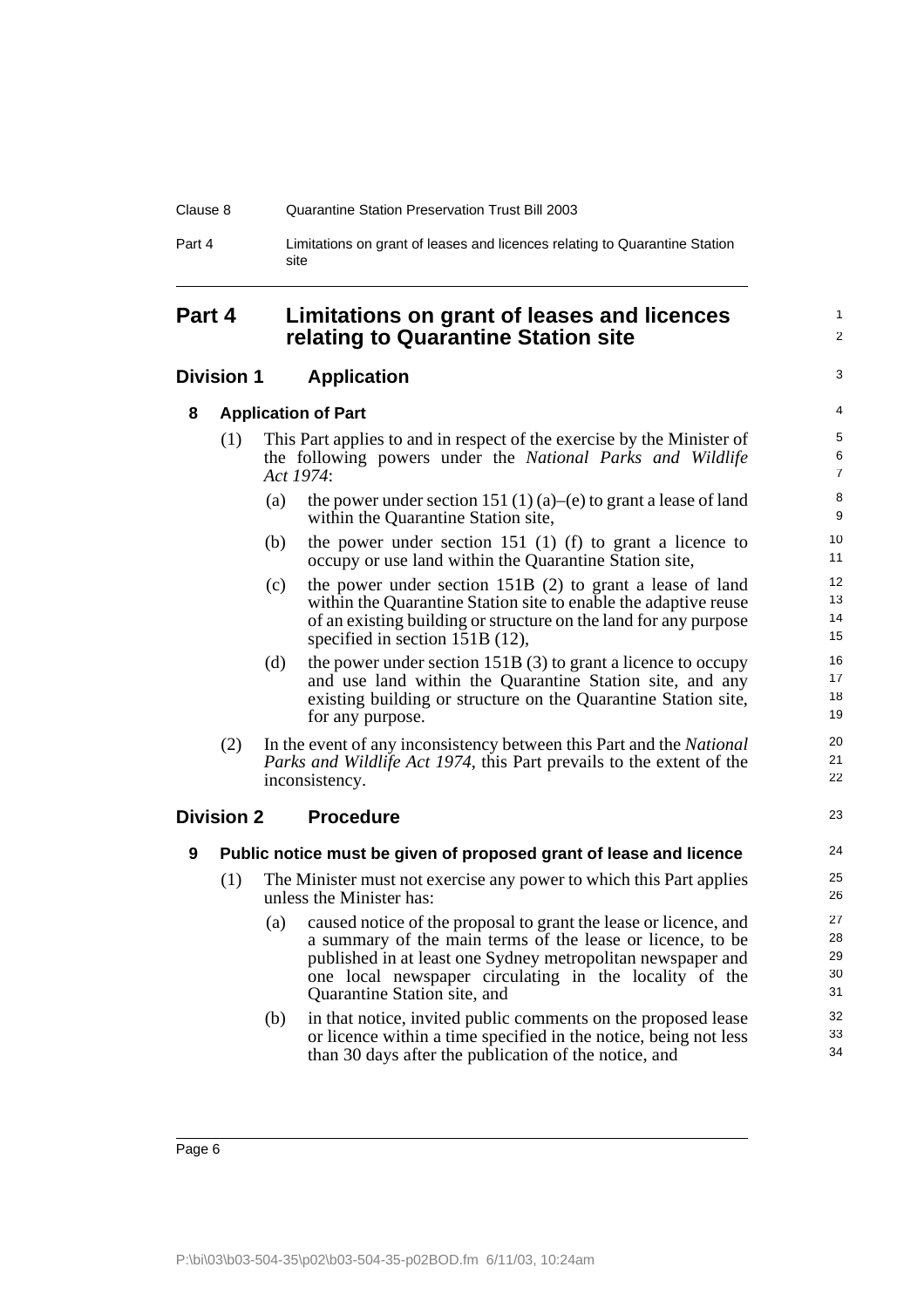# Part 4 Limitations on grant of leases and licences relating to Quarantine Station site

## Division 1 Application

### 8 Application of Part

(1) This Part applies to and in respect of the exercise by the Minister of the following powers under the *National Parks and Wildlife Act 1974*:

- (a) the power under section 151 (1) (a)–(e) to grant a lease of land within the Quarantine Station site,
- (b) the power under section 151 (1) (f) to grant a licence to occupy or use land within the Quarantine Station site,
- (c) the power under section 151B (2) to grant a lease of land within the Quarantine Station site to enable the adaptive reuse of an existing building or structure on the land for any purpose specified in section 151B (12),
- (d) the power under section 151B (3) to grant a licence to occupy and use land within the Quarantine Station site, and any existing building or structure on the Quarantine Station site, for any purpose.

(2) In the event of any inconsistency between this Part and the *National Parks and Wildlife Act 1974*, this Part prevails to the extent of the inconsistency.

## Division 2 Procedure

### 9 Public notice must be given of proposed grant of lease and licence

(1) The Minister must not exercise any power to which this Part applies unless the Minister has:

- (a) caused notice of the proposal to grant the lease or licence, and a summary of the main terms of the lease or licence, to be published in at least one Sydney metropolitan newspaper and one local newspaper circulating in the locality of the Quarantine Station site, and
- (b) in that notice, invited public comments on the proposed lease or licence within a time specified in the notice, being not less than 30 days after the publication of the notice, and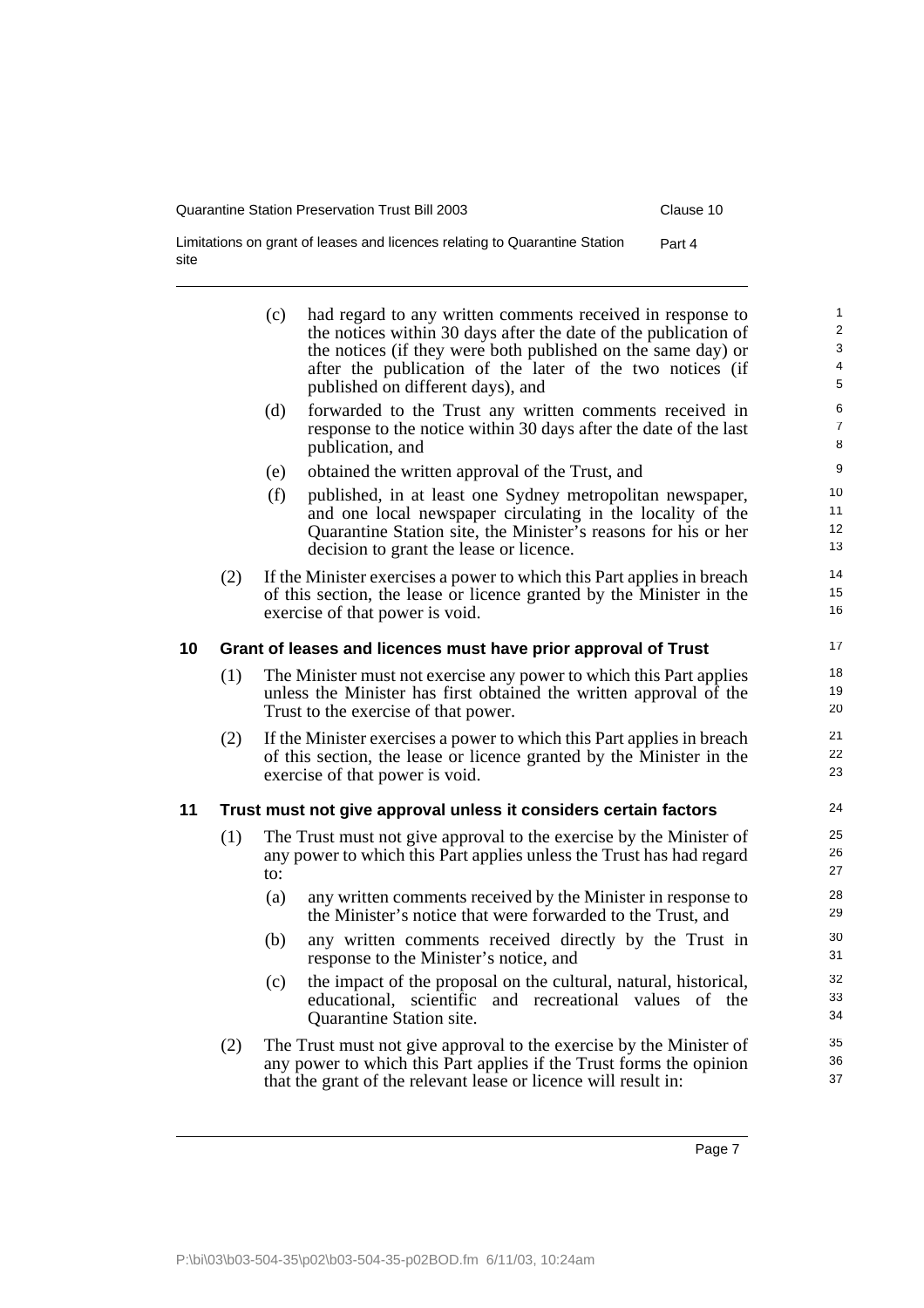(c) had regard to any written comments received in response to the notices within 30 days after the date of the publication of the notices (if they were both published on the same day) or after the publication of the later of the two notices (if published on different days), and

(d) forwarded to the Trust any written comments received in response to the notice within 30 days after the date of the last publication, and

(e) obtained the written approval of the Trust, and

(f) published, in at least one Sydney metropolitan newspaper, and one local newspaper circulating in the locality of the Quarantine Station site, the Minister's reasons for his or her decision to grant the lease or licence.

(2) If the Minister exercises a power to which this Part applies in breach of this section, the lease or licence granted by the Minister in the exercise of that power is void.

### 10 Grant of leases and licences must have prior approval of Trust

(1) The Minister must not exercise any power to which this Part applies unless the Minister has first obtained the written approval of the Trust to the exercise of that power.

(2) If the Minister exercises a power to which this Part applies in breach of this section, the lease or licence granted by the Minister in the exercise of that power is void.

### 11 Trust must not give approval unless it considers certain factors

(1) The Trust must not give approval to the exercise by the Minister of any power to which this Part applies unless the Trust has had regard to:

(a) any written comments received by the Minister in response to the Minister's notice that were forwarded to the Trust, and

(b) any written comments received directly by the Trust in response to the Minister's notice, and

(c) the impact of the proposal on the cultural, natural, historical, educational, scientific and recreational values of the Quarantine Station site.

(2) The Trust must not give approval to the exercise by the Minister of any power to which this Part applies if the Trust forms the opinion that the grant of the relevant lease or licence will result in: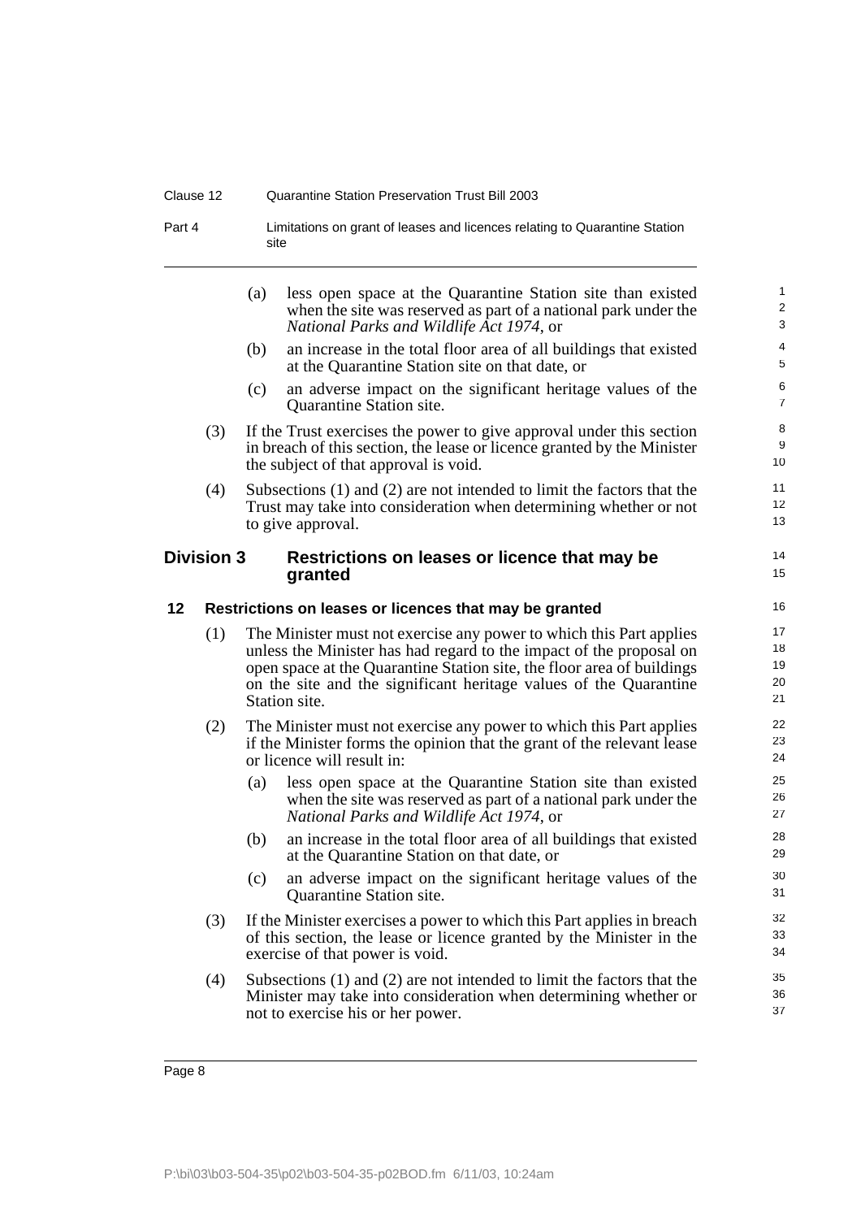(a) less open space at the Quarantine Station site than existed when the site was reserved as part of a national park under the *National Parks and Wildlife Act 1974*, or

(b) an increase in the total floor area of all buildings that existed at the Quarantine Station site on that date, or

(c) an adverse impact on the significant heritage values of the Quarantine Station site.

(3) If the Trust exercises the power to give approval under this section in breach of this section, the lease or licence granted by the Minister the subject of that approval is void.

(4) Subsections (1) and (2) are not intended to limit the factors that the Trust may take into consideration when determining whether or not to give approval.

## Division 3 Restrictions on leases or licence that may be granted

### 12 Restrictions on leases or licences that may be granted

(1) The Minister must not exercise any power to which this Part applies unless the Minister has had regard to the impact of the proposal on open space at the Quarantine Station site, the floor area of buildings on the site and the significant heritage values of the Quarantine Station site.

(2) The Minister must not exercise any power to which this Part applies if the Minister forms the opinion that the grant of the relevant lease or licence will result in:

(a) less open space at the Quarantine Station site than existed when the site was reserved as part of a national park under the *National Parks and Wildlife Act 1974*, or

(b) an increase in the total floor area of all buildings that existed at the Quarantine Station on that date, or

(c) an adverse impact on the significant heritage values of the Quarantine Station site.

(3) If the Minister exercises a power to which this Part applies in breach of this section, the lease or licence granted by the Minister in the exercise of that power is void.

(4) Subsections (1) and (2) are not intended to limit the factors that the Minister may take into consideration when determining whether or not to exercise his or her power.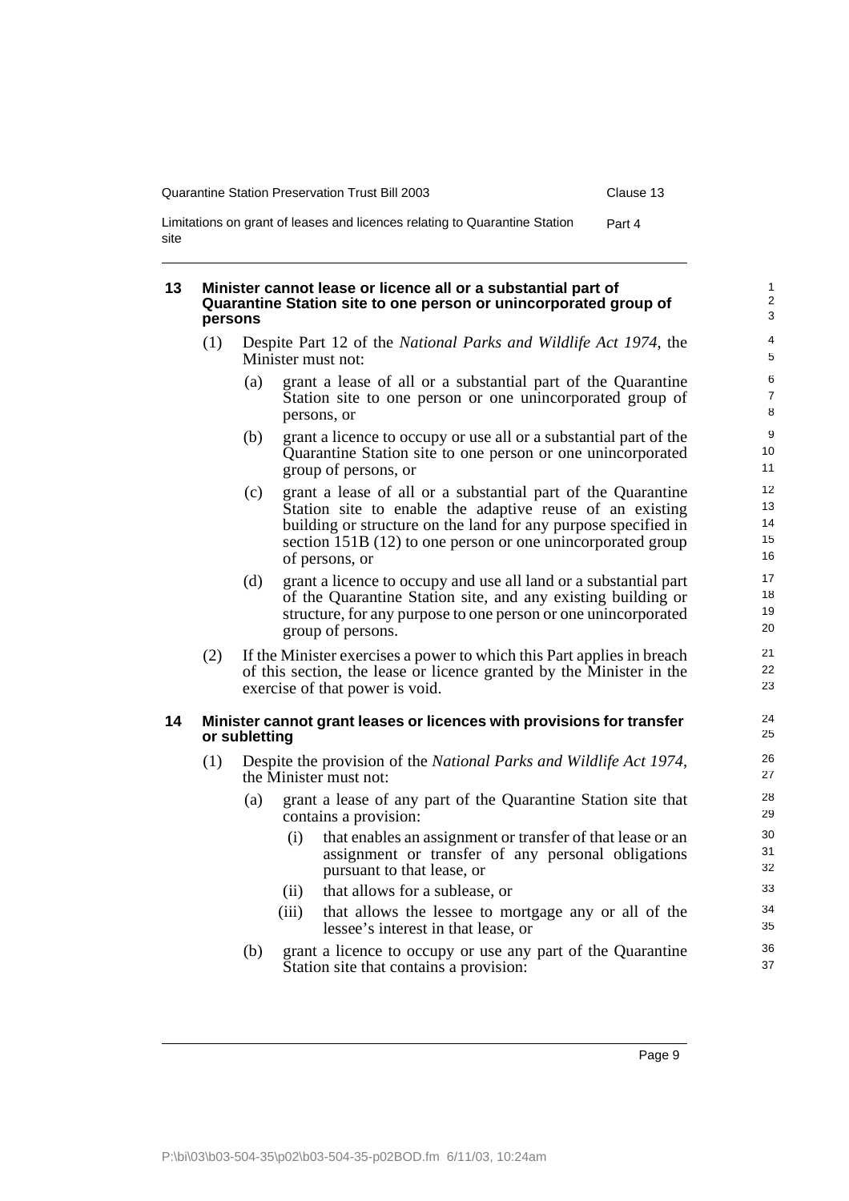## 13 Minister cannot lease or licence all or a substantial part of Quarantine Station site to one person or unincorporated group of persons

(1) Despite Part 12 of the *National Parks and Wildlife Act 1974*, the Minister must not:

(a) grant a lease of all or a substantial part of the Quarantine Station site to one person or one unincorporated group of persons, or

(b) grant a licence to occupy or use all or a substantial part of the Quarantine Station site to one person or one unincorporated group of persons, or

(c) grant a lease of all or a substantial part of the Quarantine Station site to enable the adaptive reuse of an existing building or structure on the land for any purpose specified in section 151B (12) to one person or one unincorporated group of persons, or

(d) grant a licence to occupy and use all land or a substantial part of the Quarantine Station site, and any existing building or structure, for any purpose to one person or one unincorporated group of persons.

(2) If the Minister exercises a power to which this Part applies in breach of this section, the lease or licence granted by the Minister in the exercise of that power is void.

## 14 Minister cannot grant leases or licences with provisions for transfer or subletting

(1) Despite the provision of the *National Parks and Wildlife Act 1974*, the Minister must not:

(a) grant a lease of any part of the Quarantine Station site that contains a provision:

(i) that enables an assignment or transfer of that lease or an assignment or transfer of any personal obligations pursuant to that lease, or

(ii) that allows for a sublease, or

(iii) that allows the lessee to mortgage any or all of the lessee's interest in that lease, or

(b) grant a licence to occupy or use any part of the Quarantine Station site that contains a provision: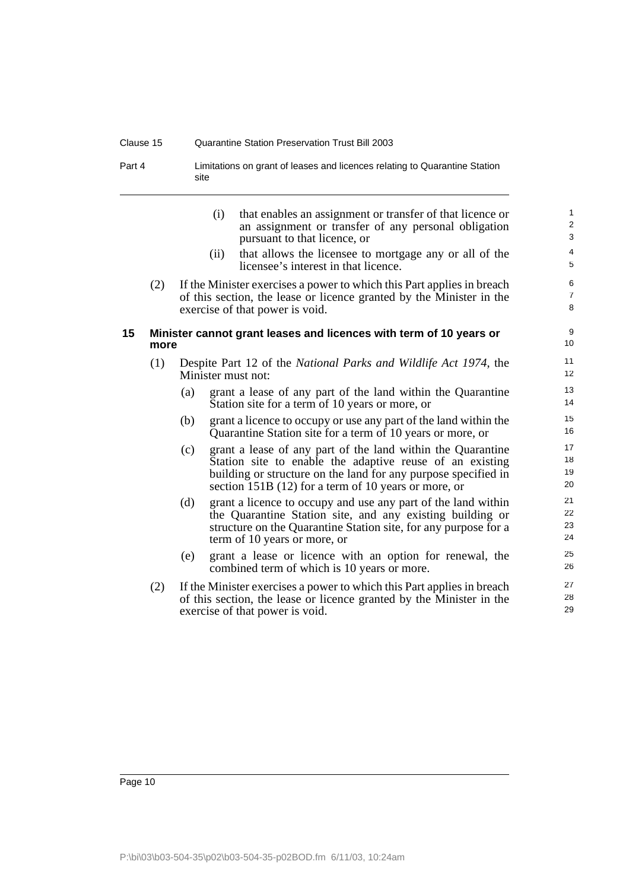(i) that enables an assignment or transfer of that licence or an assignment or transfer of any personal obligation pursuant to that licence, or

(ii) that allows the licensee to mortgage any or all of the licensee's interest in that licence.

(2) If the Minister exercises a power to which this Part applies in breach of this section, the lease or licence granted by the Minister in the exercise of that power is void.

## 15 Minister cannot grant leases and licences with term of 10 years or more

(1) Despite Part 12 of the *National Parks and Wildlife Act 1974*, the Minister must not:

(a) grant a lease of any part of the land within the Quarantine Station site for a term of 10 years or more, or

(b) grant a licence to occupy or use any part of the land within the Quarantine Station site for a term of 10 years or more, or

(c) grant a lease of any part of the land within the Quarantine Station site to enable the adaptive reuse of an existing building or structure on the land for any purpose specified in section 151B (12) for a term of 10 years or more, or

(d) grant a licence to occupy and use any part of the land within the Quarantine Station site, and any existing building or structure on the Quarantine Station site, for any purpose for a term of 10 years or more, or

(e) grant a lease or licence with an option for renewal, the combined term of which is 10 years or more.

(2) If the Minister exercises a power to which this Part applies in breach of this section, the lease or licence granted by the Minister in the exercise of that power is void.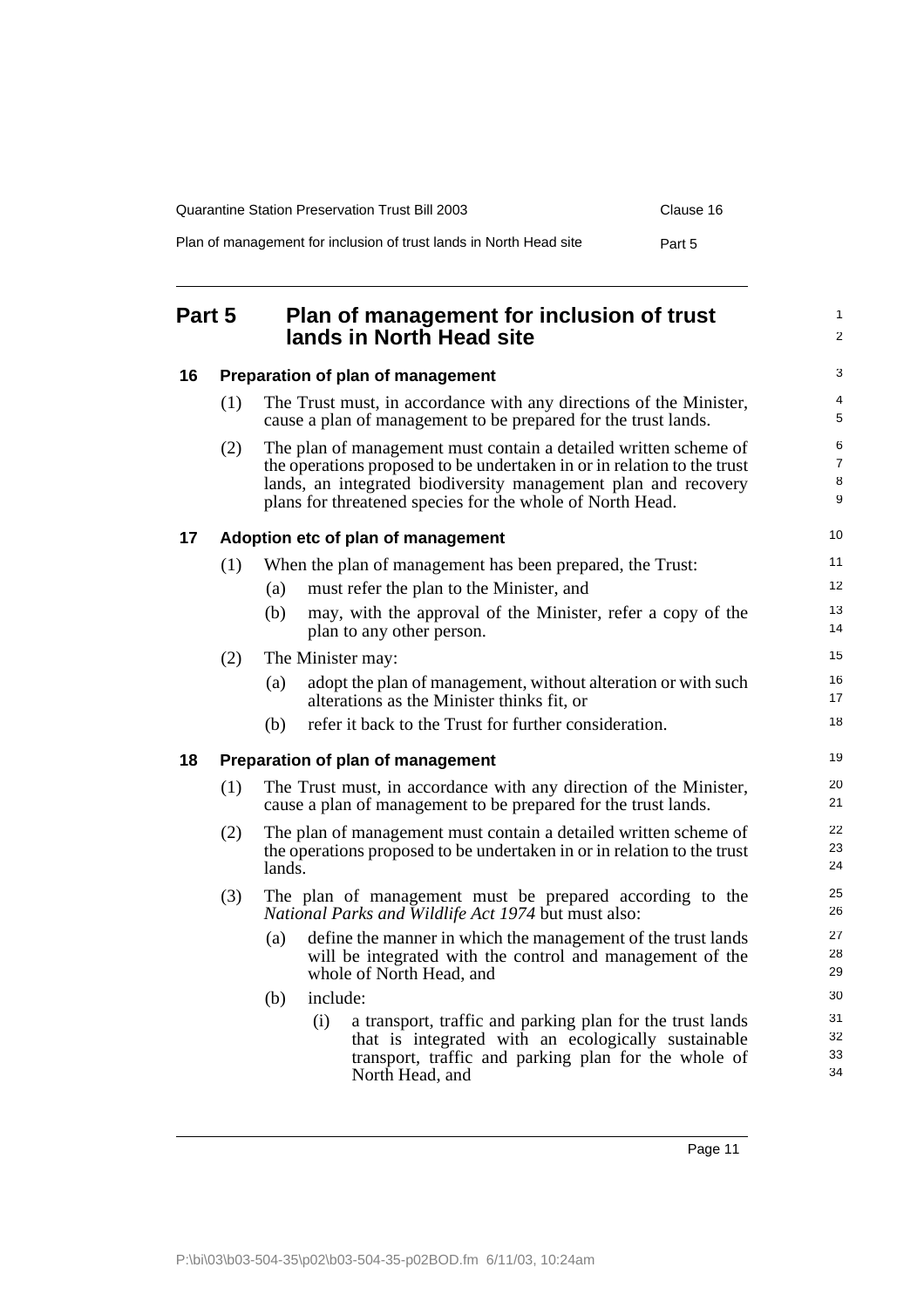# Part 5 Plan of management for inclusion of trust lands in North Head site

## 16 Preparation of plan of management

(1) The Trust must, in accordance with any directions of the Minister, cause a plan of management to be prepared for the trust lands.

(2) The plan of management must contain a detailed written scheme of the operations proposed to be undertaken in or in relation to the trust lands, an integrated biodiversity management plan and recovery plans for threatened species for the whole of North Head.

## 17 Adoption etc of plan of management

(1) When the plan of management has been prepared, the Trust:

- (a) must refer the plan to the Minister, and
- (b) may, with the approval of the Minister, refer a copy of the plan to any other person.

(2) The Minister may:

- (a) adopt the plan of management, without alteration or with such alterations as the Minister thinks fit, or
- (b) refer it back to the Trust for further consideration.

## 18 Preparation of plan of management

(1) The Trust must, in accordance with any direction of the Minister, cause a plan of management to be prepared for the trust lands.

(2) The plan of management must contain a detailed written scheme of the operations proposed to be undertaken in or in relation to the trust lands.

(3) The plan of management must be prepared according to the *National Parks and Wildlife Act 1974* but must also:

- (a) define the manner in which the management of the trust lands will be integrated with the control and management of the whole of North Head, and
- (b) include:
  - (i) a transport, traffic and parking plan for the trust lands that is integrated with an ecologically sustainable transport, traffic and parking plan for the whole of North Head, and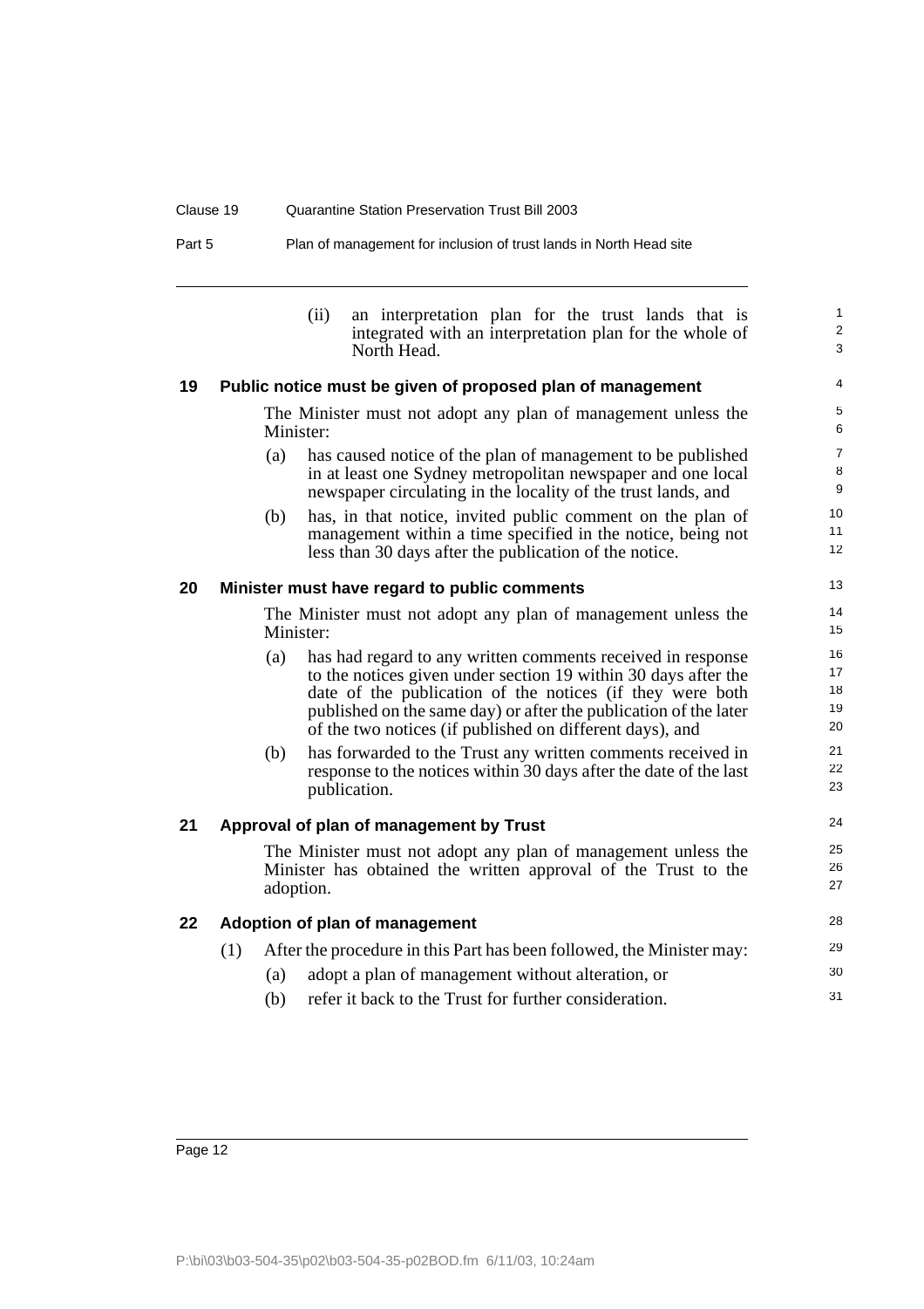(ii) an interpretation plan for the trust lands that is integrated with an interpretation plan for the whole of North Head.

## 19 Public notice must be given of proposed plan of management

The Minister must not adopt any plan of management unless the Minister:

(a) has caused notice of the plan of management to be published in at least one Sydney metropolitan newspaper and one local newspaper circulating in the locality of the trust lands, and

(b) has, in that notice, invited public comment on the plan of management within a time specified in the notice, being not less than 30 days after the publication of the notice.

## 20 Minister must have regard to public comments

The Minister must not adopt any plan of management unless the Minister:

(a) has had regard to any written comments received in response to the notices given under section 19 within 30 days after the date of the publication of the notices (if they were both published on the same day) or after the publication of the later of the two notices (if published on different days), and

(b) has forwarded to the Trust any written comments received in response to the notices within 30 days after the date of the last publication.

## 21 Approval of plan of management by Trust

The Minister must not adopt any plan of management unless the Minister has obtained the written approval of the Trust to the adoption.

## 22 Adoption of plan of management

(1) After the procedure in this Part has been followed, the Minister may:

(a) adopt a plan of management without alteration, or

(b) refer it back to the Trust for further consideration.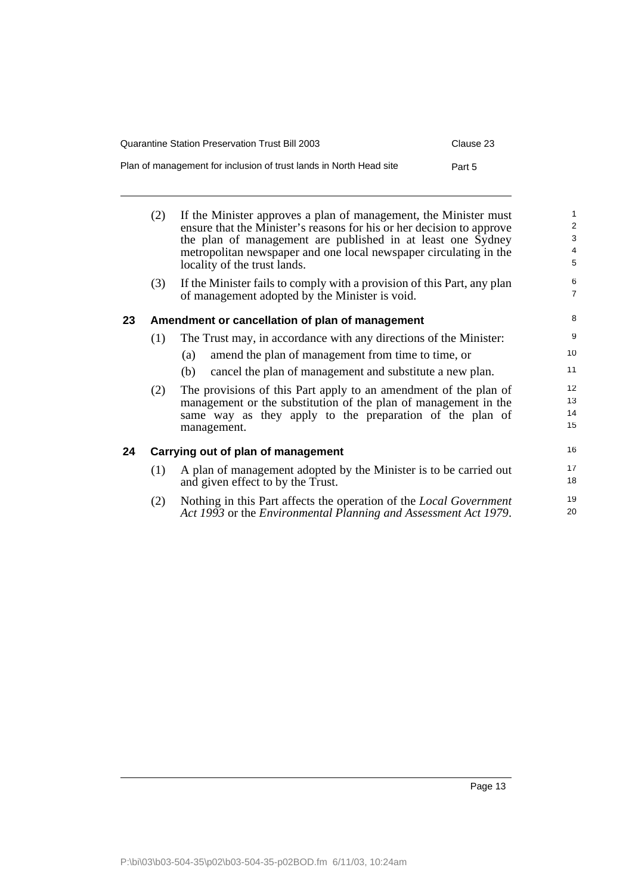(2) If the Minister approves a plan of management, the Minister must ensure that the Minister's reasons for his or her decision to approve the plan of management are published in at least one Sydney metropolitan newspaper and one local newspaper circulating in the locality of the trust lands.

(3) If the Minister fails to comply with a provision of this Part, any plan of management adopted by the Minister is void.

### 23 Amendment or cancellation of plan of management

(1) The Trust may, in accordance with any directions of the Minister:

(a) amend the plan of management from time to time, or

(b) cancel the plan of management and substitute a new plan.

(2) The provisions of this Part apply to an amendment of the plan of management or the substitution of the plan of management in the same way as they apply to the preparation of the plan of management.

### 24 Carrying out of plan of management

(1) A plan of management adopted by the Minister is to be carried out and given effect to by the Trust.

(2) Nothing in this Part affects the operation of the *Local Government Act 1993* or the *Environmental Planning and Assessment Act 1979*.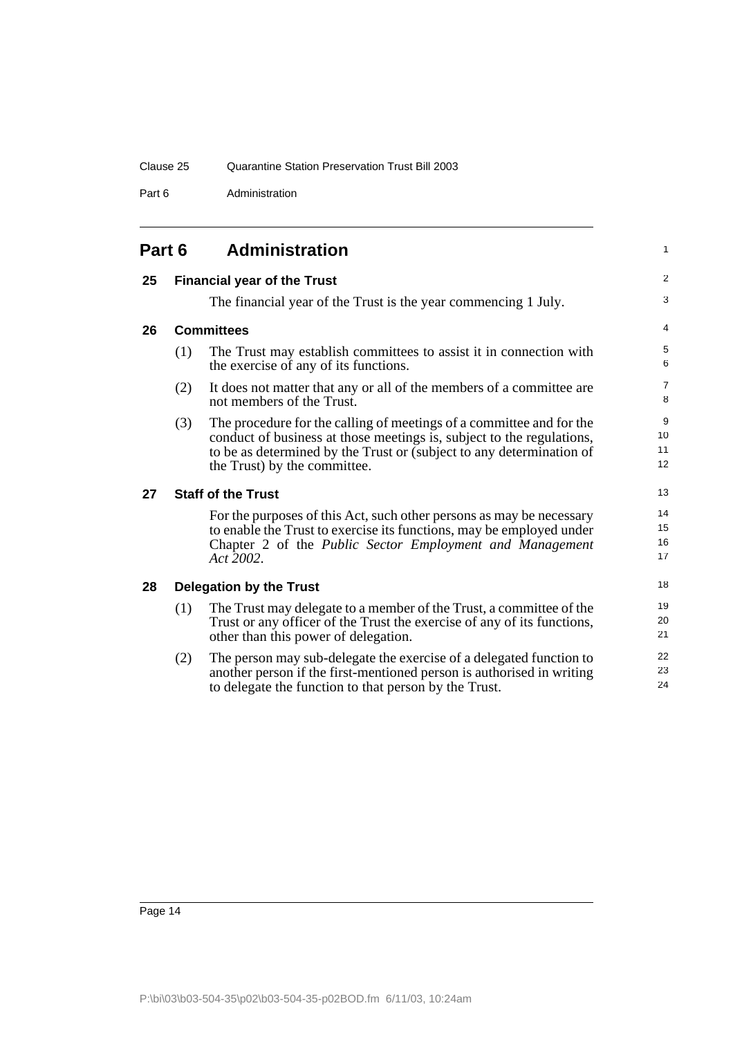# Part 6 Administration

## 25 Financial year of the Trust

The financial year of the Trust is the year commencing 1 July.

## 26 Committees

(1) The Trust may establish committees to assist it in connection with the exercise of any of its functions.

(2) It does not matter that any or all of the members of a committee are not members of the Trust.

(3) The procedure for the calling of meetings of a committee and for the conduct of business at those meetings is, subject to the regulations, to be as determined by the Trust or (subject to any determination of the Trust) by the committee.

## 27 Staff of the Trust

For the purposes of this Act, such other persons as may be necessary to enable the Trust to exercise its functions, may be employed under Chapter 2 of the *Public Sector Employment and Management Act 2002*.

## 28 Delegation by the Trust

(1) The Trust may delegate to a member of the Trust, a committee of the Trust or any officer of the Trust the exercise of any of its functions, other than this power of delegation.

(2) The person may sub-delegate the exercise of a delegated function to another person if the first-mentioned person is authorised in writing to delegate the function to that person by the Trust.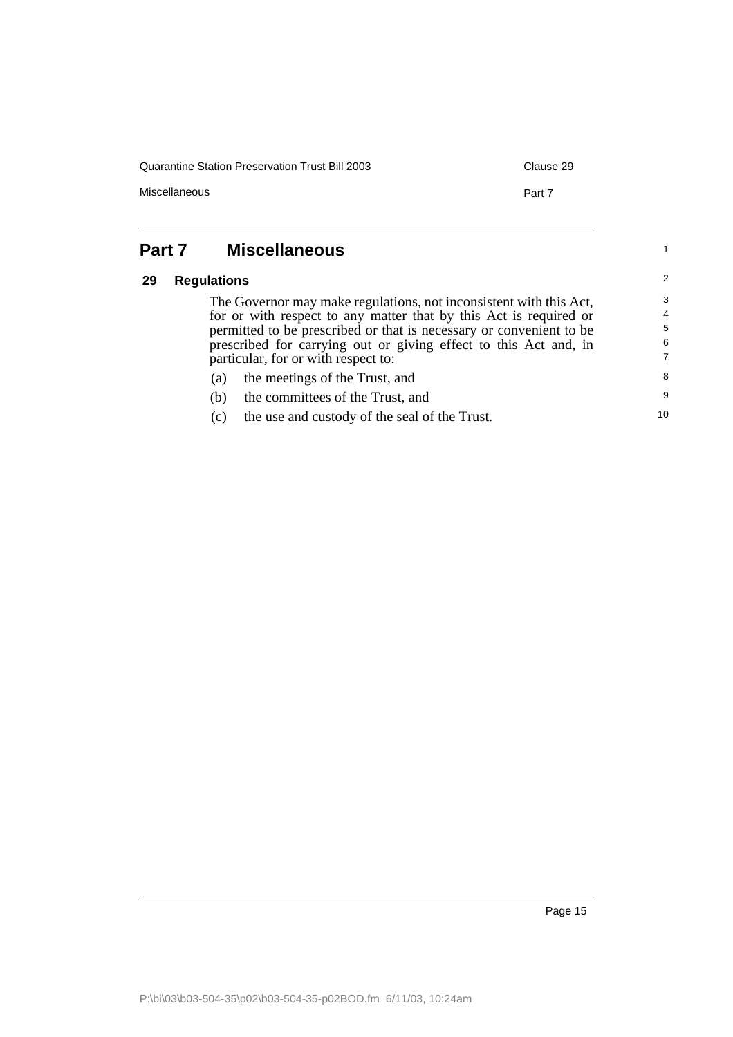# Part 7 Miscellaneous

## 29 Regulations

The Governor may make regulations, not inconsistent with this Act, for or with respect to any matter that by this Act is required or permitted to be prescribed or that is necessary or convenient to be prescribed for carrying out or giving effect to this Act and, in particular, for or with respect to:

(a) the meetings of the Trust, and

(b) the committees of the Trust, and

(c) the use and custody of the seal of the Trust.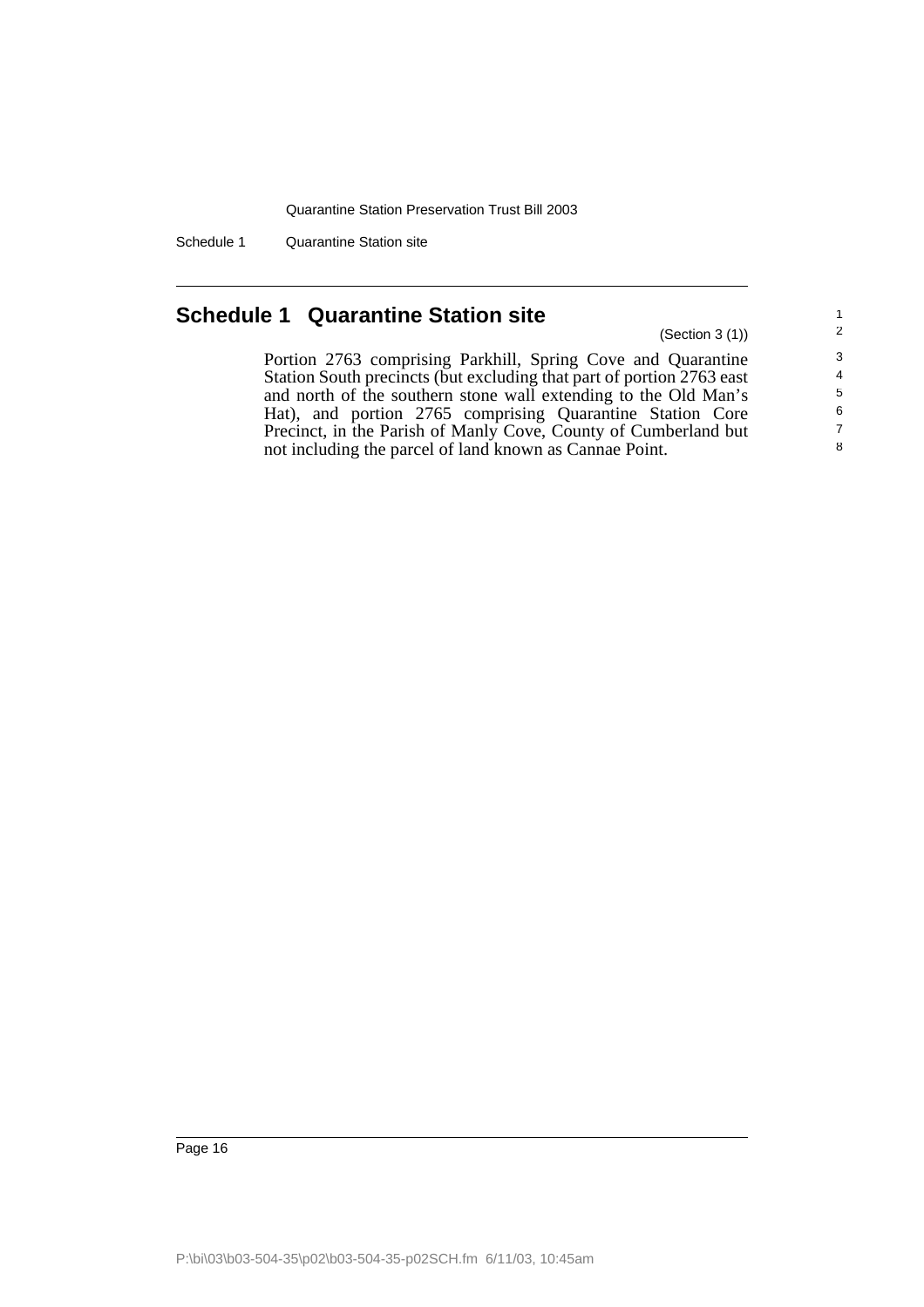# Schedule 1 Quarantine Station site

(Section 3 (1))

Portion 2763 comprising Parkhill, Spring Cove and Quarantine Station South precincts (but excluding that part of portion 2763 east and north of the southern stone wall extending to the Old Man's Hat), and portion 2765 comprising Quarantine Station Core Precinct, in the Parish of Manly Cove, County of Cumberland but not including the parcel of land known as Cannae Point.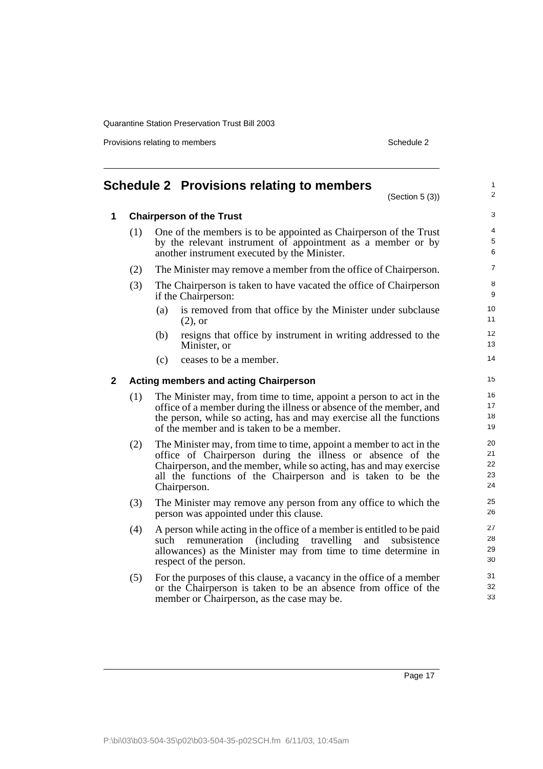# Schedule 2 Provisions relating to members

(Section 5 (3))

## 1 Chairperson of the Trust

(1) One of the members is to be appointed as Chairperson of the Trust by the relevant instrument of appointment as a member or by another instrument executed by the Minister.

(2) The Minister may remove a member from the office of Chairperson.

(3) The Chairperson is taken to have vacated the office of Chairperson if the Chairperson:

- (a) is removed from that office by the Minister under subclause (2), or
- (b) resigns that office by instrument in writing addressed to the Minister, or
- (c) ceases to be a member.

## 2 Acting members and acting Chairperson

(1) The Minister may, from time to time, appoint a person to act in the office of a member during the illness or absence of the member, and the person, while so acting, has and may exercise all the functions of the member and is taken to be a member.

(2) The Minister may, from time to time, appoint a member to act in the office of Chairperson during the illness or absence of the Chairperson, and the member, while so acting, has and may exercise all the functions of the Chairperson and is taken to be the Chairperson.

(3) The Minister may remove any person from any office to which the person was appointed under this clause.

(4) A person while acting in the office of a member is entitled to be paid such remuneration (including travelling and subsistence allowances) as the Minister may from time to time determine in respect of the person.

(5) For the purposes of this clause, a vacancy in the office of a member or the Chairperson is taken to be an absence from office of the member or Chairperson, as the case may be.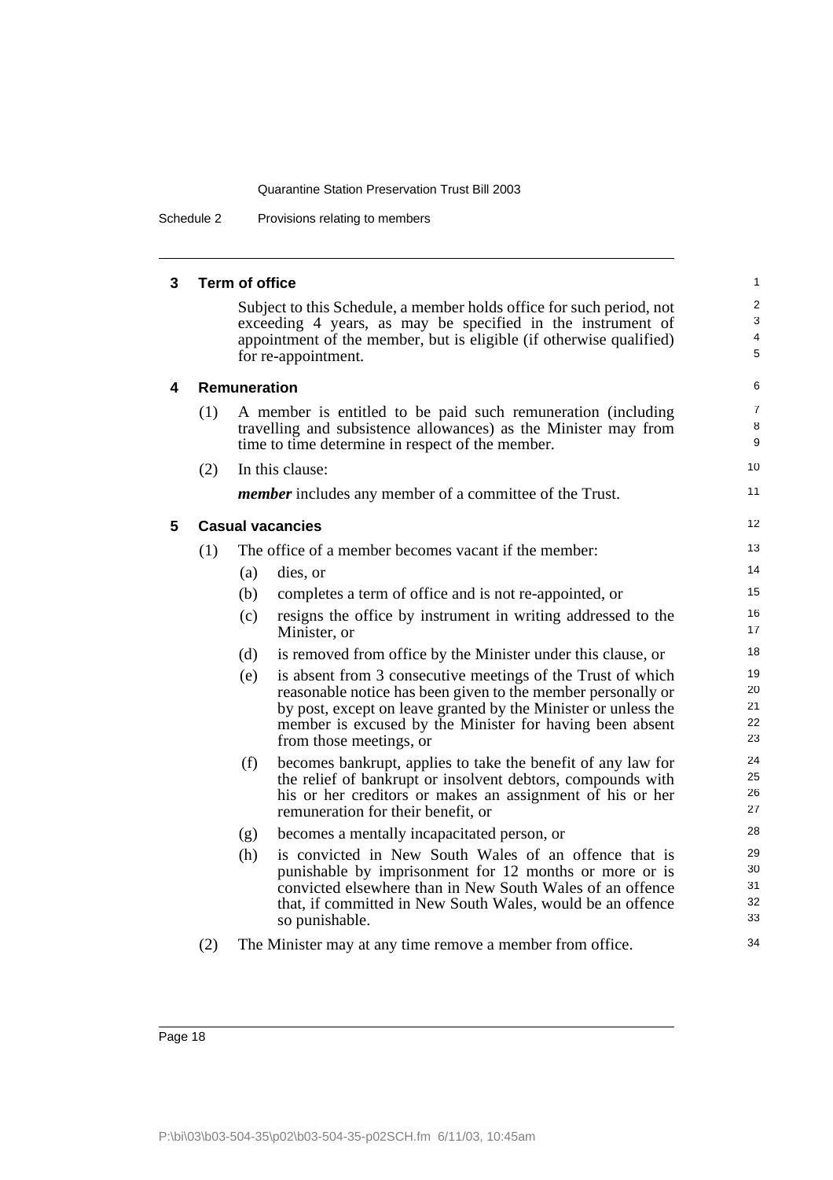### 3 Term of office

Subject to this Schedule, a member holds office for such period, not exceeding 4 years, as may be specified in the instrument of appointment of the member, but is eligible (if otherwise qualified) for re-appointment.

### 4 Remuneration

(1) A member is entitled to be paid such remuneration (including travelling and subsistence allowances) as the Minister may from time to time determine in respect of the member.

(2) In this clause:

***member*** includes any member of a committee of the Trust.

### 5 Casual vacancies

(1) The office of a member becomes vacant if the member:

- (a) dies, or
- (b) completes a term of office and is not re-appointed, or
- (c) resigns the office by instrument in writing addressed to the Minister, or
- (d) is removed from office by the Minister under this clause, or
- (e) is absent from 3 consecutive meetings of the Trust of which reasonable notice has been given to the member personally or by post, except on leave granted by the Minister or unless the member is excused by the Minister for having been absent from those meetings, or
- (f) becomes bankrupt, applies to take the benefit of any law for the relief of bankrupt or insolvent debtors, compounds with his or her creditors or makes an assignment of his or her remuneration for their benefit, or
- (g) becomes a mentally incapacitated person, or
- (h) is convicted in New South Wales of an offence that is punishable by imprisonment for 12 months or more or is convicted elsewhere than in New South Wales of an offence that, if committed in New South Wales, would be an offence so punishable.

(2) The Minister may at any time remove a member from office.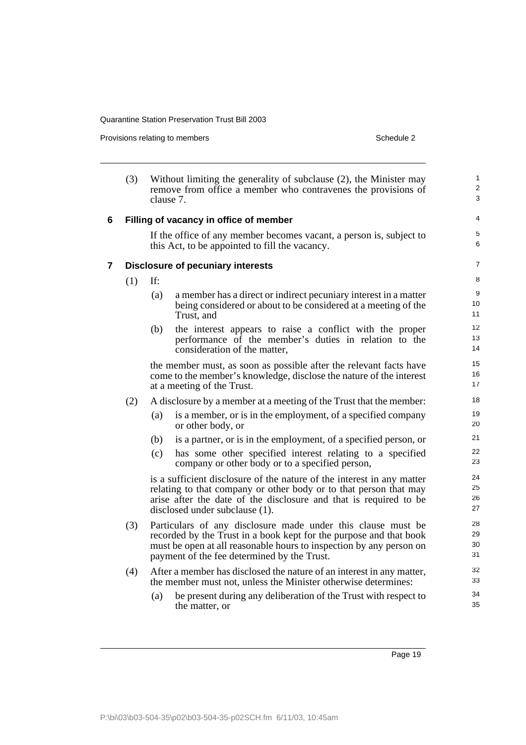(3) Without limiting the generality of subclause (2), the Minister may remove from office a member who contravenes the provisions of clause 7.

## 6 Filling of vacancy in office of member

If the office of any member becomes vacant, a person is, subject to this Act, to be appointed to fill the vacancy.

## 7 Disclosure of pecuniary interests

(1) If:

- (a) a member has a direct or indirect pecuniary interest in a matter being considered or about to be considered at a meeting of the Trust, and
- (b) the interest appears to raise a conflict with the proper performance of the member's duties in relation to the consideration of the matter,

the member must, as soon as possible after the relevant facts have come to the member's knowledge, disclose the nature of the interest at a meeting of the Trust.

(2) A disclosure by a member at a meeting of the Trust that the member:

- (a) is a member, or is in the employment, of a specified company or other body, or
- (b) is a partner, or is in the employment, of a specified person, or
- (c) has some other specified interest relating to a specified company or other body or to a specified person,

is a sufficient disclosure of the nature of the interest in any matter relating to that company or other body or to that person that may arise after the date of the disclosure and that is required to be disclosed under subclause (1).

(3) Particulars of any disclosure made under this clause must be recorded by the Trust in a book kept for the purpose and that book must be open at all reasonable hours to inspection by any person on payment of the fee determined by the Trust.

(4) After a member has disclosed the nature of an interest in any matter, the member must not, unless the Minister otherwise determines:

- (a) be present during any deliberation of the Trust with respect to the matter, or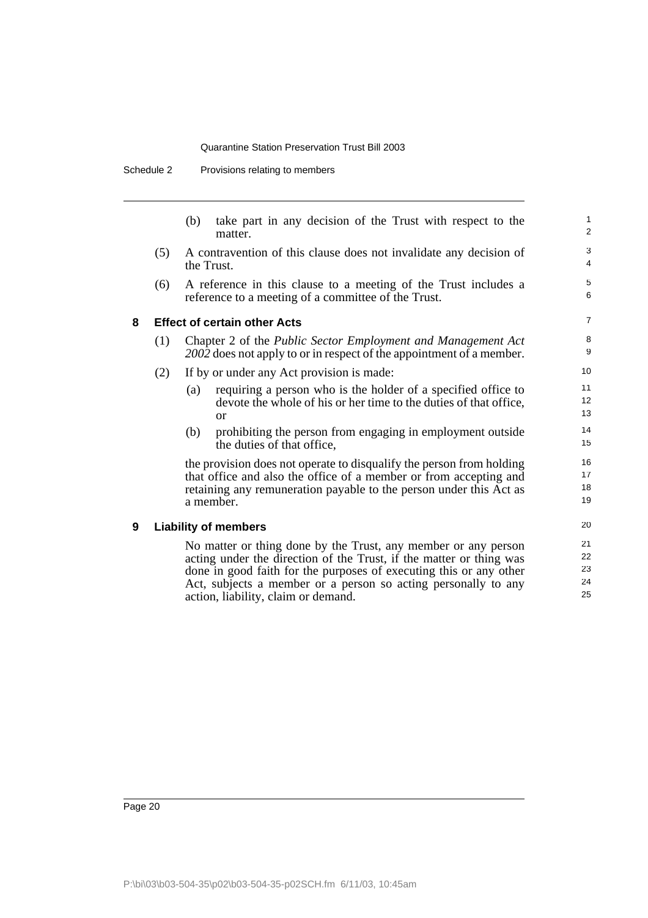(b) take part in any decision of the Trust with respect to the matter.

(5) A contravention of this clause does not invalidate any decision of the Trust.

(6) A reference in this clause to a meeting of the Trust includes a reference to a meeting of a committee of the Trust.

## 8 Effect of certain other Acts

(1) Chapter 2 of the *Public Sector Employment and Management Act 2002* does not apply to or in respect of the appointment of a member.

(2) If by or under any Act provision is made:

(a) requiring a person who is the holder of a specified office to devote the whole of his or her time to the duties of that office, or

(b) prohibiting the person from engaging in employment outside the duties of that office,

the provision does not operate to disqualify the person from holding that office and also the office of a member or from accepting and retaining any remuneration payable to the person under this Act as a member.

## 9 Liability of members

No matter or thing done by the Trust, any member or any person acting under the direction of the Trust, if the matter or thing was done in good faith for the purposes of executing this or any other Act, subjects a member or a person so acting personally to any action, liability, claim or demand.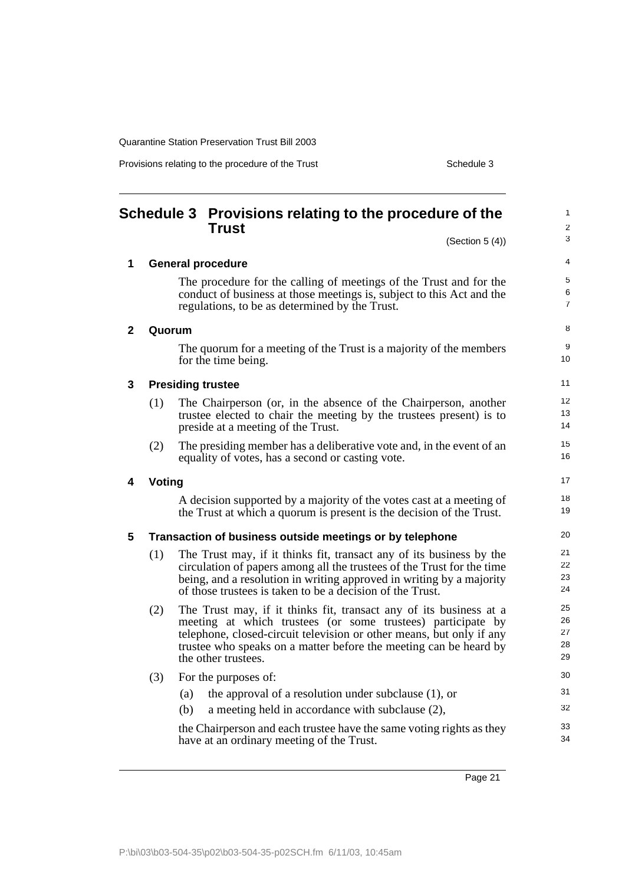# Schedule 3 Provisions relating to the procedure of the Trust

(Section 5 (4))

## 1 General procedure

The procedure for the calling of meetings of the Trust and for the conduct of business at those meetings is, subject to this Act and the regulations, to be as determined by the Trust.

## 2 Quorum

The quorum for a meeting of the Trust is a majority of the members for the time being.

## 3 Presiding trustee

(1) The Chairperson (or, in the absence of the Chairperson, another trustee elected to chair the meeting by the trustees present) is to preside at a meeting of the Trust.

(2) The presiding member has a deliberative vote and, in the event of an equality of votes, has a second or casting vote.

## 4 Voting

A decision supported by a majority of the votes cast at a meeting of the Trust at which a quorum is present is the decision of the Trust.

## 5 Transaction of business outside meetings or by telephone

(1) The Trust may, if it thinks fit, transact any of its business by the circulation of papers among all the trustees of the Trust for the time being, and a resolution in writing approved in writing by a majority of those trustees is taken to be a decision of the Trust.

(2) The Trust may, if it thinks fit, transact any of its business at a meeting at which trustees (or some trustees) participate by telephone, closed-circuit television or other means, but only if any trustee who speaks on a matter before the meeting can be heard by the other trustees.

(3) For the purposes of:

- (a) the approval of a resolution under subclause (1), or
- (b) a meeting held in accordance with subclause (2),

the Chairperson and each trustee have the same voting rights as they have at an ordinary meeting of the Trust.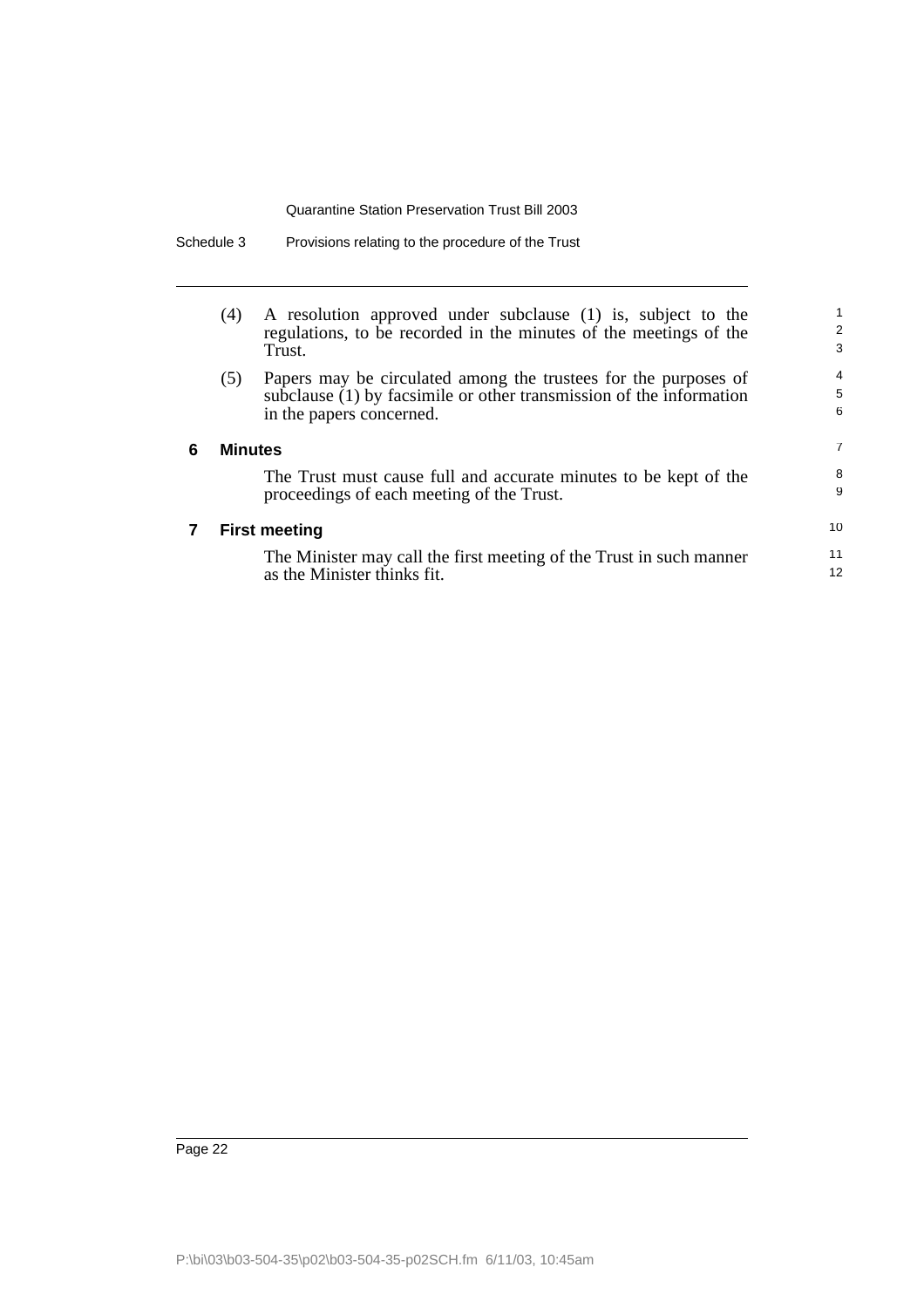(4) A resolution approved under subclause (1) is, subject to the regulations, to be recorded in the minutes of the meetings of the Trust.

(5) Papers may be circulated among the trustees for the purposes of subclause (1) by facsimile or other transmission of the information in the papers concerned.

### 6 Minutes

The Trust must cause full and accurate minutes to be kept of the proceedings of each meeting of the Trust.

### 7 First meeting

The Minister may call the first meeting of the Trust in such manner as the Minister thinks fit.